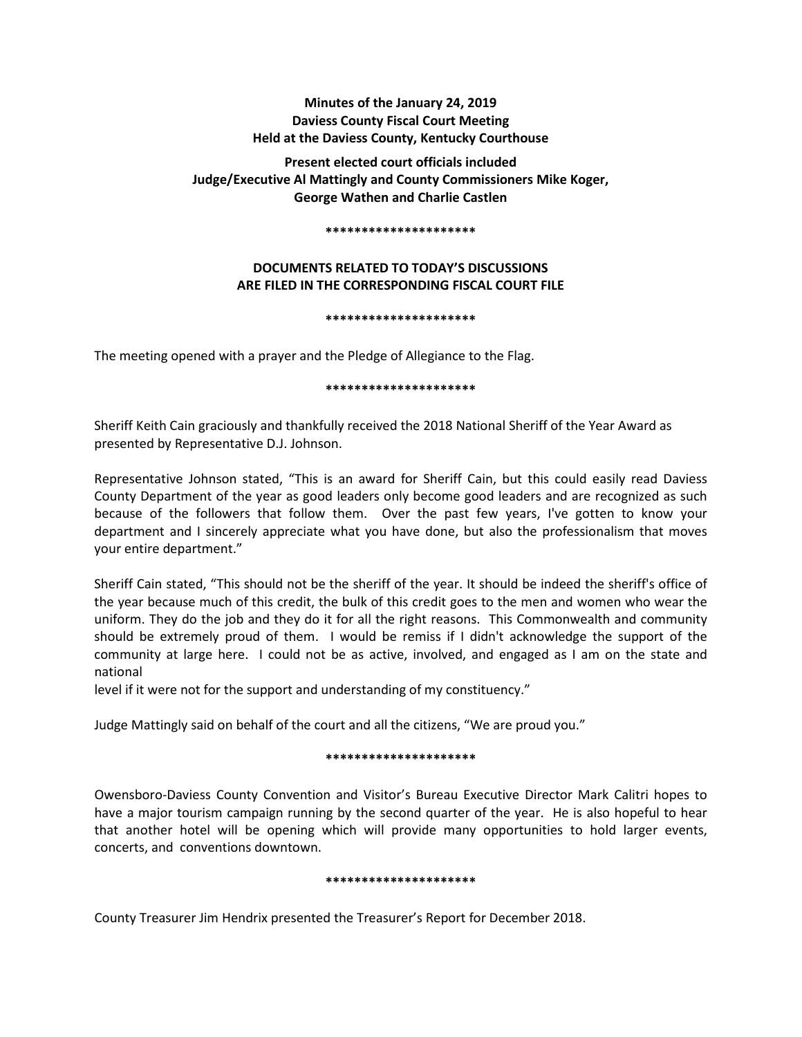**Minutes of the January 24, 2019**
**Daviess County Fiscal Court Meeting**
**Held at the Daviess County, Kentucky Courthouse**

**Present elected court officials included**
**Judge/Executive Al Mattingly and County Commissioners Mike Koger, George Wathen and Charlie Castlen**

**********************

**DOCUMENTS RELATED TO TODAY'S DISCUSSIONS ARE FILED IN THE CORRESPONDING FISCAL COURT FILE**

**********************

The meeting opened with a prayer and the Pledge of Allegiance to the Flag.

**********************

Sheriff Keith Cain graciously and thankfully received the 2018 National Sheriff of the Year Award as presented by Representative D.J. Johnson.

Representative Johnson stated, "This is an award for Sheriff Cain, but this could easily read Daviess County Department of the year as good leaders only become good leaders and are recognized as such because of the followers that follow them. Over the past few years, I've gotten to know your department and I sincerely appreciate what you have done, but also the professionalism that moves your entire department."

Sheriff Cain stated, "This should not be the sheriff of the year. It should be indeed the sheriff's office of the year because much of this credit, the bulk of this credit goes to the men and women who wear the uniform. They do the job and they do it for all the right reasons. This Commonwealth and community should be extremely proud of them. I would be remiss if I didn't acknowledge the support of the community at large here. I could not be as active, involved, and engaged as I am on the state and national
level if it were not for the support and understanding of my constituency."

Judge Mattingly said on behalf of the court and all the citizens, "We are proud you."

**********************

Owensboro-Daviess County Convention and Visitor's Bureau Executive Director Mark Calitri hopes to have a major tourism campaign running by the second quarter of the year. He is also hopeful to hear that another hotel will be opening which will provide many opportunities to hold larger events, concerts, and conventions downtown.

**********************

County Treasurer Jim Hendrix presented the Treasurer's Report for December 2018.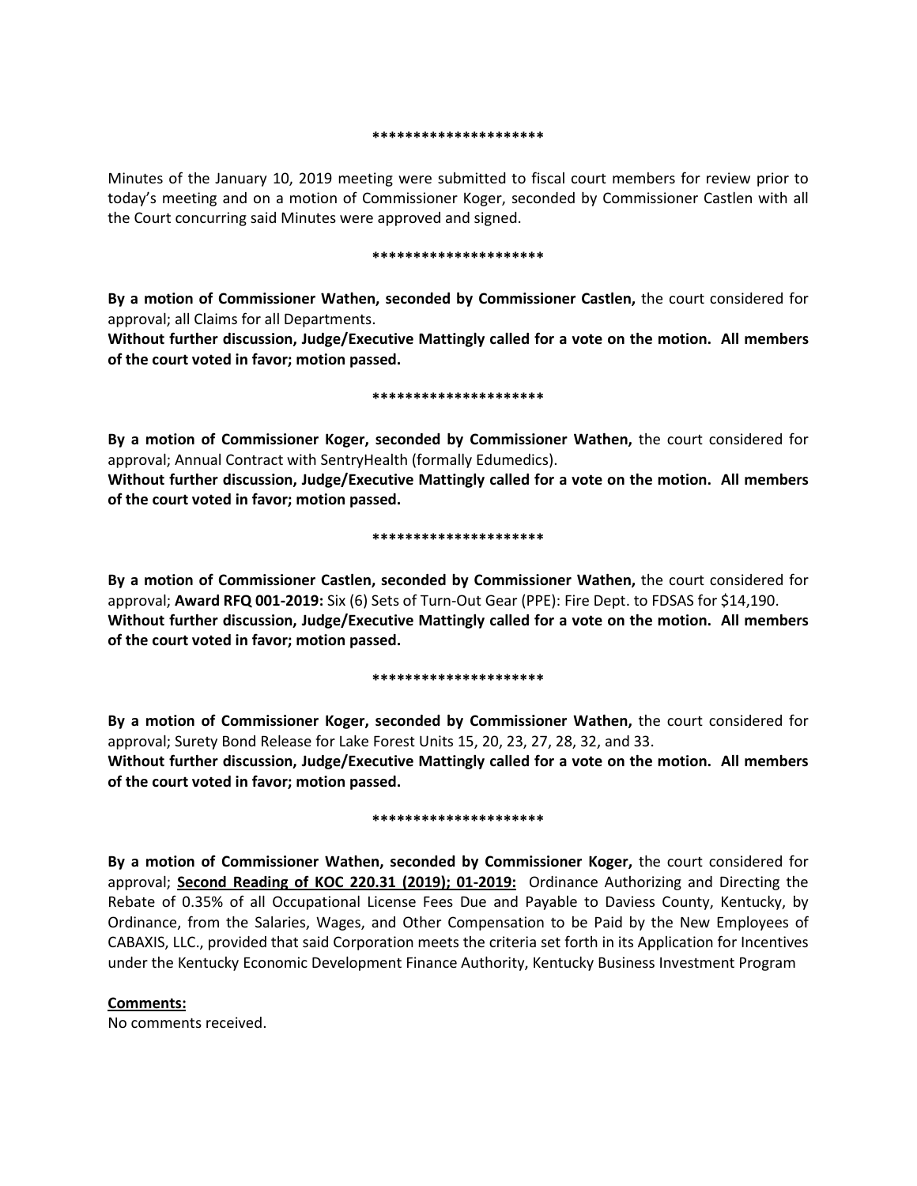*********************

Minutes of the January 10, 2019 meeting were submitted to fiscal court members for review prior to today's meeting and on a motion of Commissioner Koger, seconded by Commissioner Castlen with all the Court concurring said Minutes were approved and signed.

*********************

**By a motion of Commissioner Wathen, seconded by Commissioner Castlen,** the court considered for approval; all Claims for all Departments.

**Without further discussion, Judge/Executive Mattingly called for a vote on the motion. All members of the court voted in favor; motion passed.**

*********************

**By a motion of Commissioner Koger, seconded by Commissioner Wathen,** the court considered for approval; Annual Contract with SentryHealth (formally Edumedics).

**Without further discussion, Judge/Executive Mattingly called for a vote on the motion. All members of the court voted in favor; motion passed.**

*********************

**By a motion of Commissioner Castlen, seconded by Commissioner Wathen,** the court considered for approval; **Award RFQ 001-2019:** Six (6) Sets of Turn-Out Gear (PPE): Fire Dept. to FDSAS for $14,190.

**Without further discussion, Judge/Executive Mattingly called for a vote on the motion. All members of the court voted in favor; motion passed.**

*********************

**By a motion of Commissioner Koger, seconded by Commissioner Wathen,** the court considered for approval; Surety Bond Release for Lake Forest Units 15, 20, 23, 27, 28, 32, and 33.

**Without further discussion, Judge/Executive Mattingly called for a vote on the motion. All members of the court voted in favor; motion passed.**

*********************

**By a motion of Commissioner Wathen, seconded by Commissioner Koger,** the court considered for approval; **Second Reading of KOC 220.31 (2019); 01-2019:** Ordinance Authorizing and Directing the Rebate of 0.35% of all Occupational License Fees Due and Payable to Daviess County, Kentucky, by Ordinance, from the Salaries, Wages, and Other Compensation to be Paid by the New Employees of CABAXIS, LLC., provided that said Corporation meets the criteria set forth in its Application for Incentives under the Kentucky Economic Development Finance Authority, Kentucky Business Investment Program

**Comments:**

No comments received.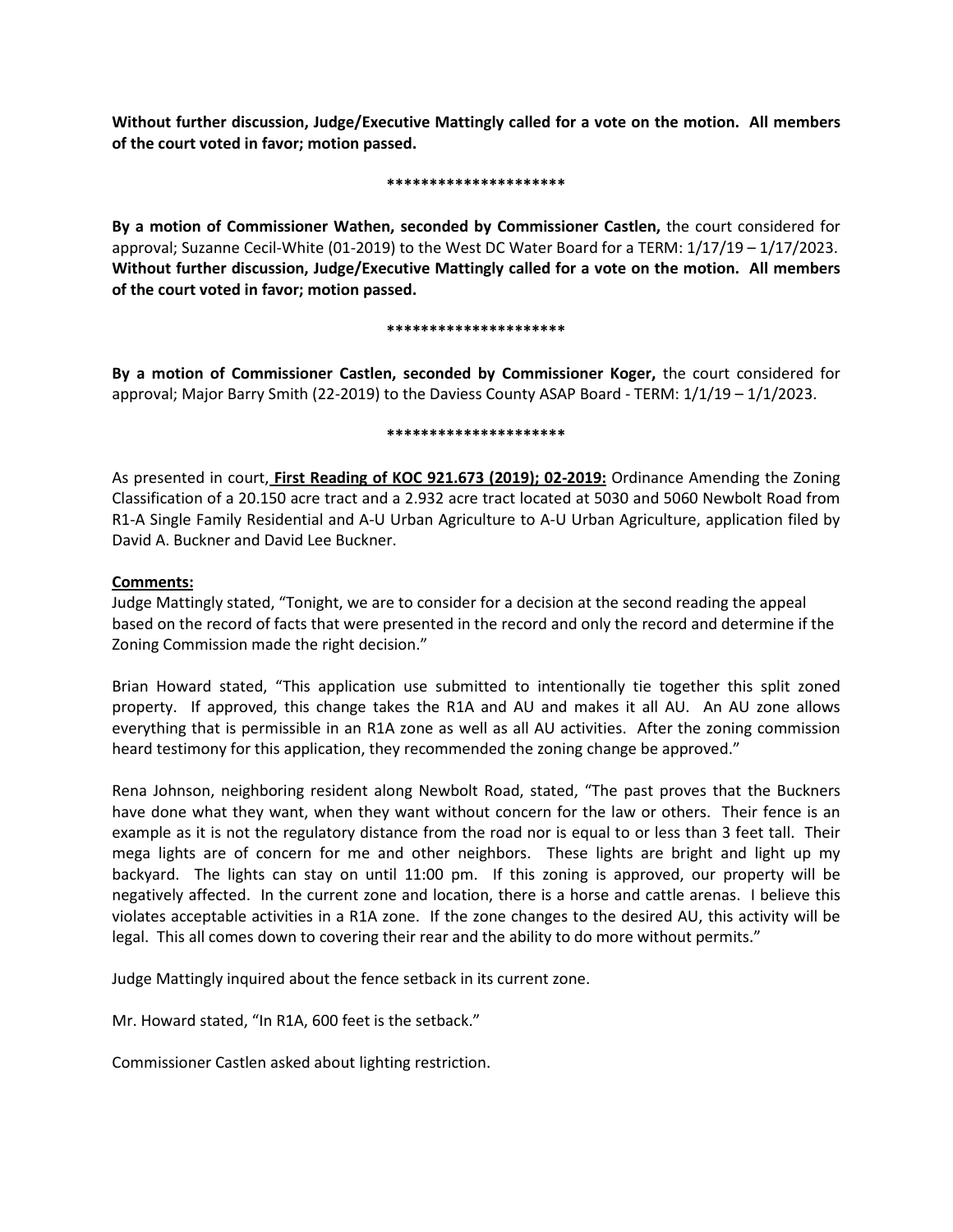**Without further discussion, Judge/Executive Mattingly called for a vote on the motion. All members of the court voted in favor; motion passed.**

*********************

**By a motion of Commissioner Wathen, seconded by Commissioner Castlen,** the court considered for approval; Suzanne Cecil-White (01-2019) to the West DC Water Board for a TERM: 1/17/19 – 1/17/2023. **Without further discussion, Judge/Executive Mattingly called for a vote on the motion. All members of the court voted in favor; motion passed.**

*********************

**By a motion of Commissioner Castlen, seconded by Commissioner Koger,** the court considered for approval; Major Barry Smith (22-2019) to the Daviess County ASAP Board - TERM: 1/1/19 – 1/1/2023.

*********************

As presented in court, **First Reading of KOC 921.673 (2019); 02-2019:** Ordinance Amending the Zoning Classification of a 20.150 acre tract and a 2.932 acre tract located at 5030 and 5060 Newbolt Road from R1-A Single Family Residential and A-U Urban Agriculture to A-U Urban Agriculture, application filed by David A. Buckner and David Lee Buckner.

**Comments:**

Judge Mattingly stated, "Tonight, we are to consider for a decision at the second reading the appeal based on the record of facts that were presented in the record and only the record and determine if the Zoning Commission made the right decision."

Brian Howard stated, "This application use submitted to intentionally tie together this split zoned property. If approved, this change takes the R1A and AU and makes it all AU. An AU zone allows everything that is permissible in an R1A zone as well as all AU activities. After the zoning commission heard testimony for this application, they recommended the zoning change be approved."

Rena Johnson, neighboring resident along Newbolt Road, stated, "The past proves that the Buckners have done what they want, when they want without concern for the law or others. Their fence is an example as it is not the regulatory distance from the road nor is equal to or less than 3 feet tall. Their mega lights are of concern for me and other neighbors. These lights are bright and light up my backyard. The lights can stay on until 11:00 pm. If this zoning is approved, our property will be negatively affected. In the current zone and location, there is a horse and cattle arenas. I believe this violates acceptable activities in a R1A zone. If the zone changes to the desired AU, this activity will be legal. This all comes down to covering their rear and the ability to do more without permits."

Judge Mattingly inquired about the fence setback in its current zone.

Mr. Howard stated, "In R1A, 600 feet is the setback."

Commissioner Castlen asked about lighting restriction.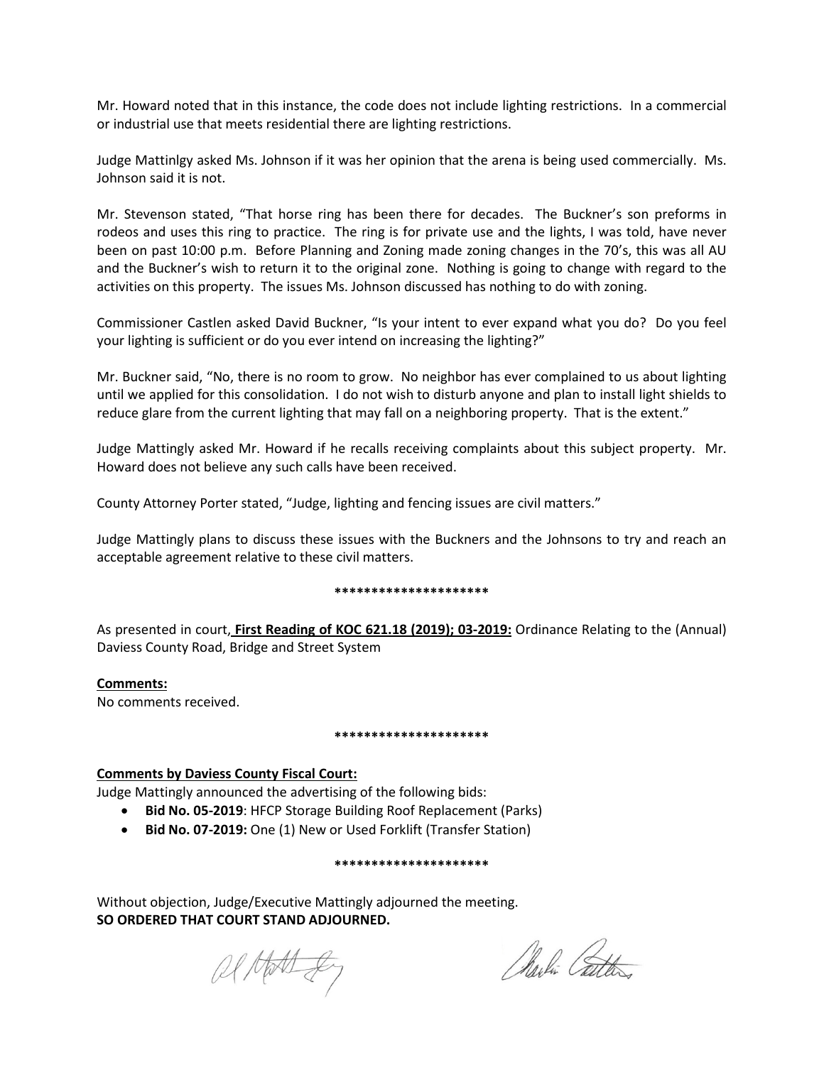Mr. Howard noted that in this instance, the code does not include lighting restrictions. In a commercial or industrial use that meets residential there are lighting restrictions.

Judge Mattinlgy asked Ms. Johnson if it was her opinion that the arena is being used commercially. Ms. Johnson said it is not.

Mr. Stevenson stated, "That horse ring has been there for decades. The Buckner's son preforms in rodeos and uses this ring to practice. The ring is for private use and the lights, I was told, have never been on past 10:00 p.m. Before Planning and Zoning made zoning changes in the 70's, this was all AU and the Buckner's wish to return it to the original zone. Nothing is going to change with regard to the activities on this property. The issues Ms. Johnson discussed has nothing to do with zoning.

Commissioner Castlen asked David Buckner, "Is your intent to ever expand what you do? Do you feel your lighting is sufficient or do you ever intend on increasing the lighting?"

Mr. Buckner said, "No, there is no room to grow. No neighbor has ever complained to us about lighting until we applied for this consolidation. I do not wish to disturb anyone and plan to install light shields to reduce glare from the current lighting that may fall on a neighboring property. That is the extent."

Judge Mattingly asked Mr. Howard if he recalls receiving complaints about this subject property. Mr. Howard does not believe any such calls have been received.

County Attorney Porter stated, "Judge, lighting and fencing issues are civil matters."

Judge Mattingly plans to discuss these issues with the Buckners and the Johnsons to try and reach an acceptable agreement relative to these civil matters.

*********************

As presented in court, **First Reading of KOC 621.18 (2019); 03-2019:** Ordinance Relating to the (Annual) Daviess County Road, Bridge and Street System

**Comments:**
No comments received.

*********************

**Comments by Daviess County Fiscal Court:**
Judge Mattingly announced the advertising of the following bids:

- **Bid No. 05-2019**: HFCP Storage Building Roof Replacement (Parks)
- **Bid No. 07-2019:** One (1) New or Used Forklift (Transfer Station)

*********************

Without objection, Judge/Executive Mattingly adjourned the meeting.
**SO ORDERED THAT COURT STAND ADJOURNED.**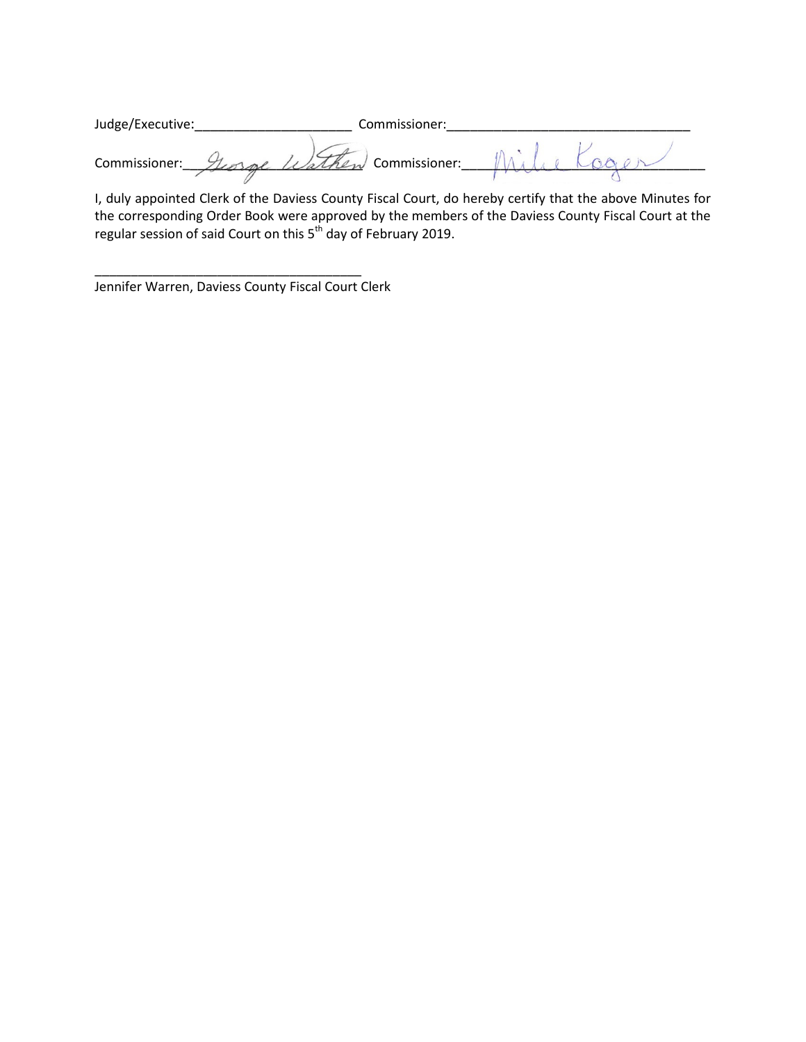Judge/Executive:______________________ Commissioner:__________________________________

Commissioner: George Wathen Commissioner: Mike Koger

I, duly appointed Clerk of the Daviess County Fiscal Court, do hereby certify that the above Minutes for the corresponding Order Book were approved by the members of the Daviess County Fiscal Court at the regular session of said Court on this 5th day of February 2019.

_______________________________________

Jennifer Warren, Daviess County Fiscal Court Clerk